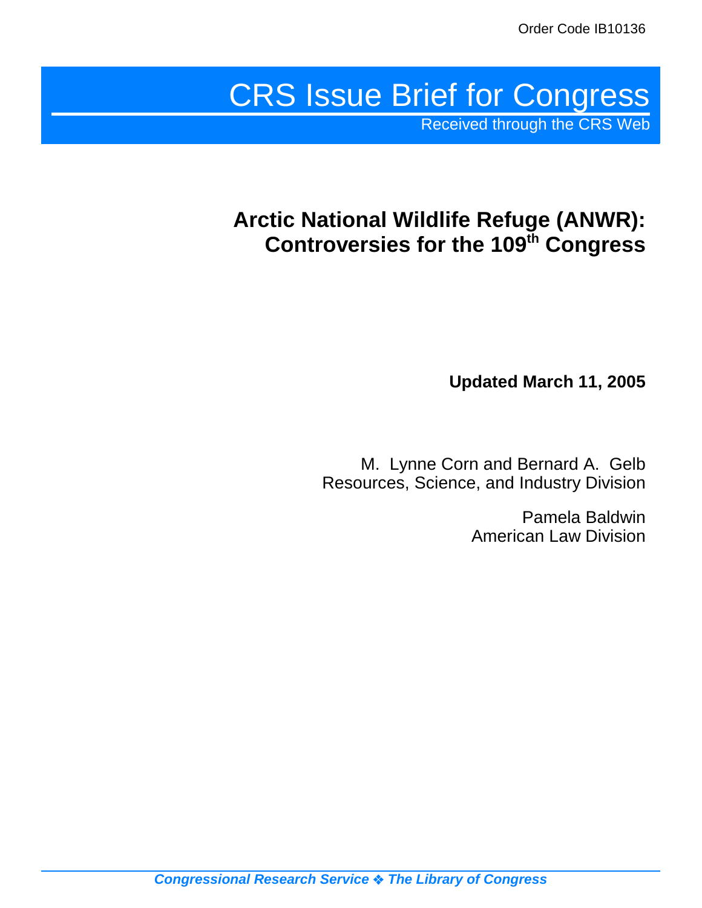Order Code IB10136

# CRS Issue Brief for Congress

Received through the CRS Web

## Arctic National Wildlife Refuge (ANWR): Controversies for the 109th Congress

**Updated March 11, 2005**

M. Lynne Corn and Bernard A. Gelb
Resources, Science, and Industry Division

Pamela Baldwin
American Law Division

*Congressional Research Service ❖ The Library of Congress*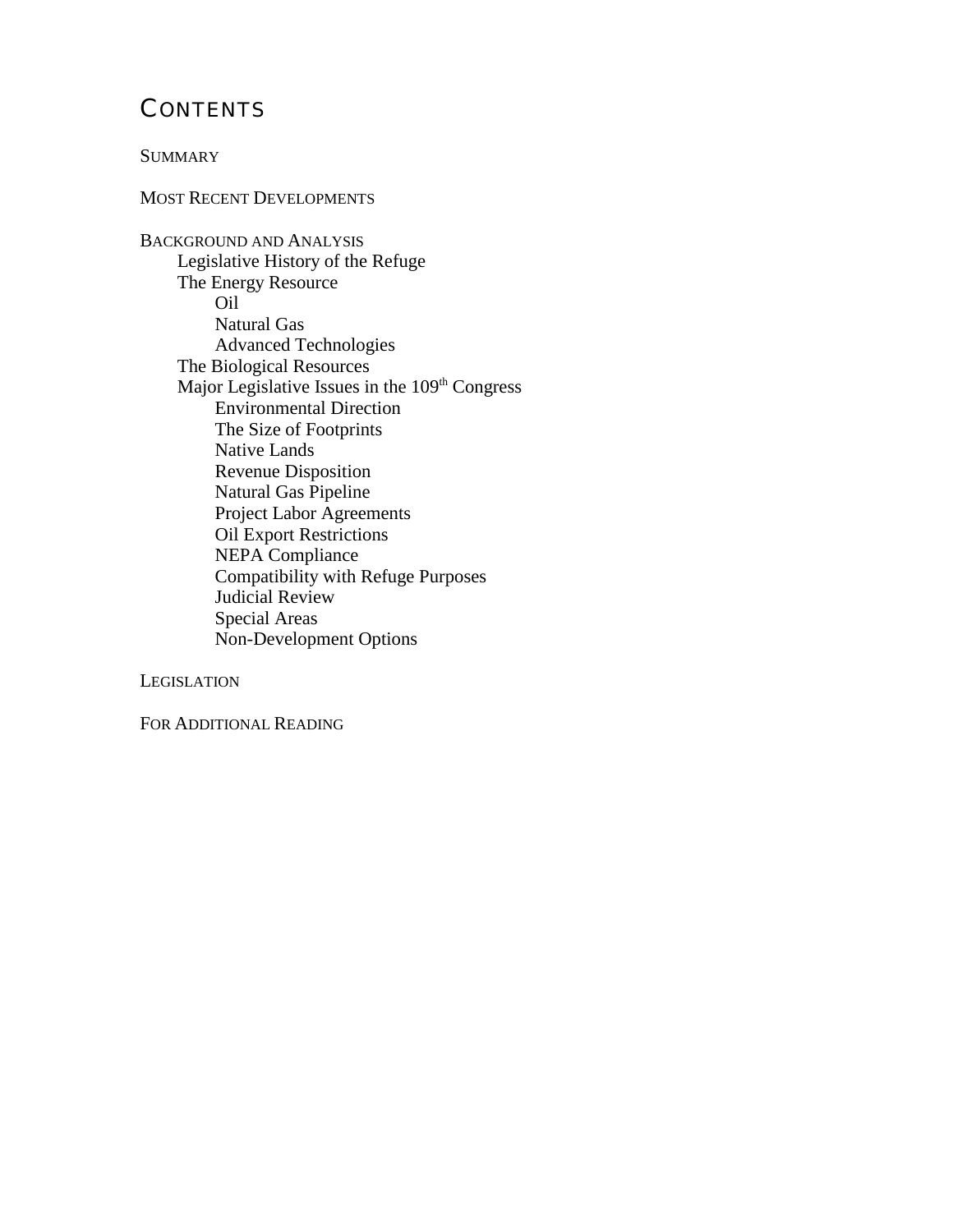# Contents

Summary

Most Recent Developments

Background and Analysis

- Legislative History of the Refuge
- The Energy Resource
  - Oil
  - Natural Gas
  - Advanced Technologies
- The Biological Resources
- Major Legislative Issues in the 109th Congress
  - Environmental Direction
  - The Size of Footprints
  - Native Lands
  - Revenue Disposition
  - Natural Gas Pipeline
  - Project Labor Agreements
  - Oil Export Restrictions
  - NEPA Compliance
  - Compatibility with Refuge Purposes
  - Judicial Review
  - Special Areas
  - Non-Development Options

Legislation

For Additional Reading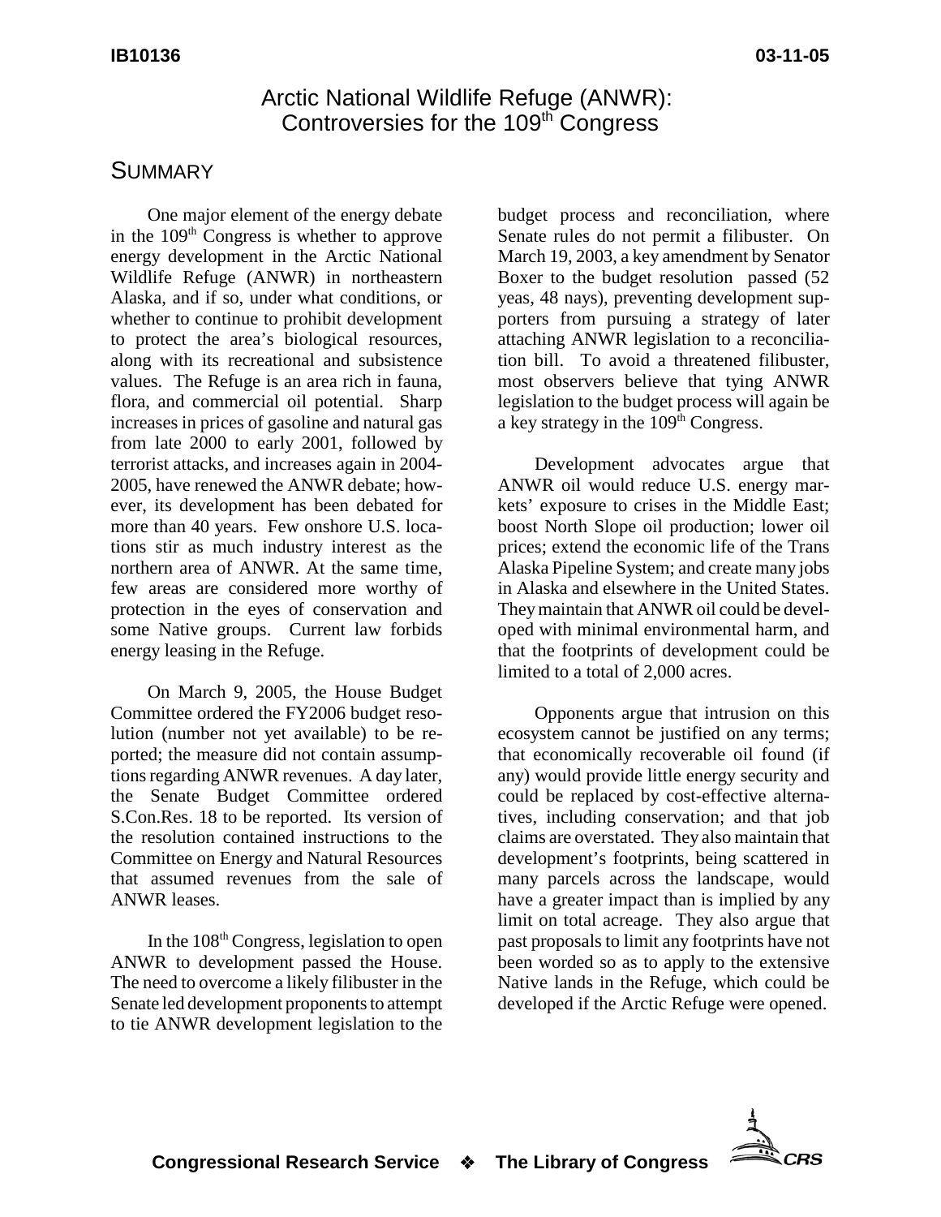# Arctic National Wildlife Refuge (ANWR): Controversies for the 109th Congress

## SUMMARY

One major element of the energy debate in the 109th Congress is whether to approve energy development in the Arctic National Wildlife Refuge (ANWR) in northeastern Alaska, and if so, under what conditions, or whether to continue to prohibit development to protect the area's biological resources, along with its recreational and subsistence values. The Refuge is an area rich in fauna, flora, and commercial oil potential. Sharp increases in prices of gasoline and natural gas from late 2000 to early 2001, followed by terrorist attacks, and increases again in 2004-2005, have renewed the ANWR debate; however, its development has been debated for more than 40 years. Few onshore U.S. locations stir as much industry interest as the northern area of ANWR. At the same time, few areas are considered more worthy of protection in the eyes of conservation and some Native groups. Current law forbids energy leasing in the Refuge.

On March 9, 2005, the House Budget Committee ordered the FY2006 budget resolution (number not yet available) to be reported; the measure did not contain assumptions regarding ANWR revenues. A day later, the Senate Budget Committee ordered S.Con.Res. 18 to be reported. Its version of the resolution contained instructions to the Committee on Energy and Natural Resources that assumed revenues from the sale of ANWR leases.

In the 108th Congress, legislation to open ANWR to development passed the House. The need to overcome a likely filibuster in the Senate led development proponents to attempt to tie ANWR development legislation to the budget process and reconciliation, where Senate rules do not permit a filibuster. On March 19, 2003, a key amendment by Senator Boxer to the budget resolution passed (52 yeas, 48 nays), preventing development supporters from pursuing a strategy of later attaching ANWR legislation to a reconciliation bill. To avoid a threatened filibuster, most observers believe that tying ANWR legislation to the budget process will again be a key strategy in the 109th Congress.

Development advocates argue that ANWR oil would reduce U.S. energy markets' exposure to crises in the Middle East; boost North Slope oil production; lower oil prices; extend the economic life of the Trans Alaska Pipeline System; and create many jobs in Alaska and elsewhere in the United States. They maintain that ANWR oil could be developed with minimal environmental harm, and that the footprints of development could be limited to a total of 2,000 acres.

Opponents argue that intrusion on this ecosystem cannot be justified on any terms; that economically recoverable oil found (if any) would provide little energy security and could be replaced by cost-effective alternatives, including conservation; and that job claims are overstated. They also maintain that development's footprints, being scattered in many parcels across the landscape, would have a greater impact than is implied by any limit on total acreage. They also argue that past proposals to limit any footprints have not been worded so as to apply to the extensive Native lands in the Refuge, which could be developed if the Arctic Refuge were opened.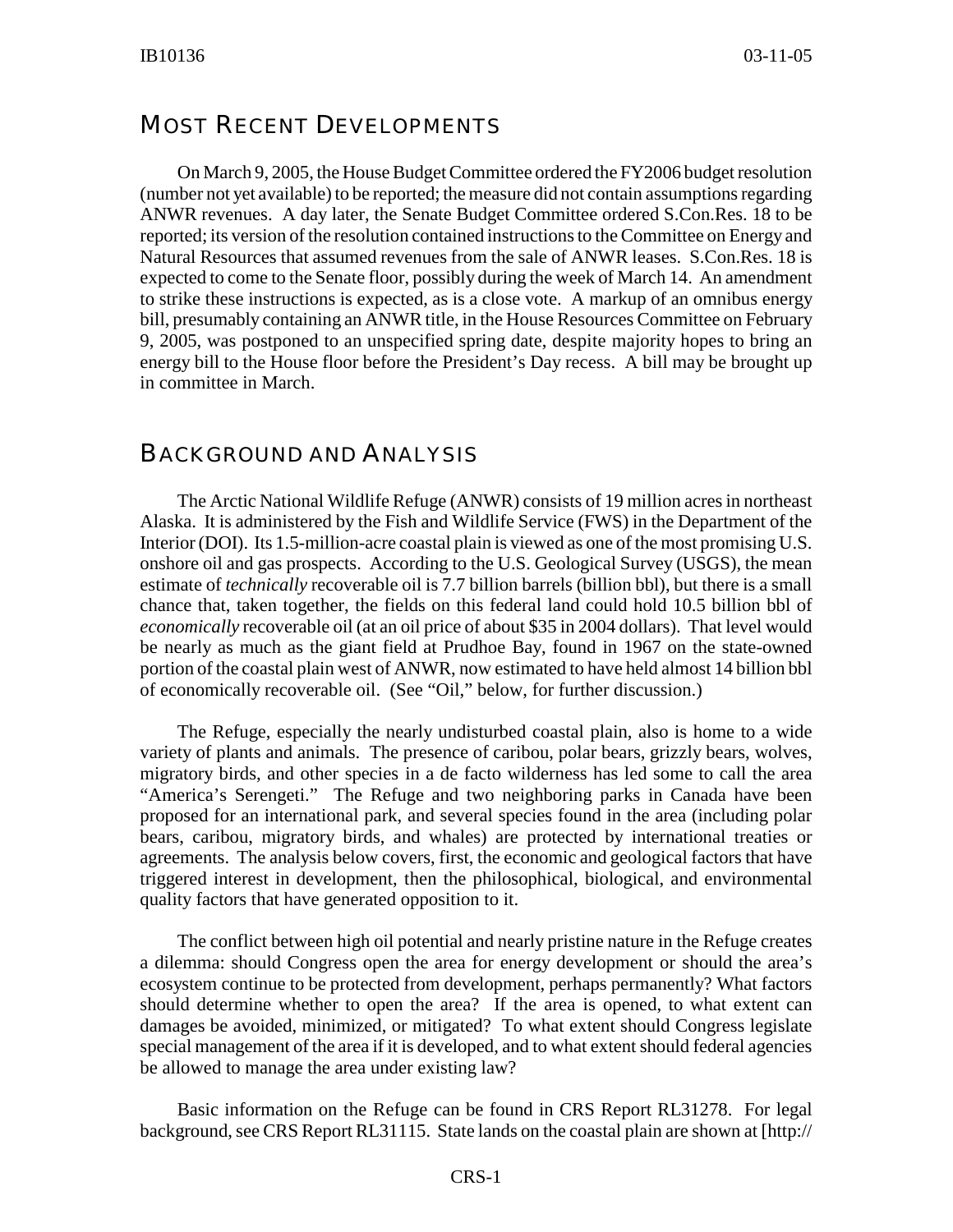## Most Recent Developments

On March 9, 2005, the House Budget Committee ordered the FY2006 budget resolution (number not yet available) to be reported; the measure did not contain assumptions regarding ANWR revenues. A day later, the Senate Budget Committee ordered S.Con.Res. 18 to be reported; its version of the resolution contained instructions to the Committee on Energy and Natural Resources that assumed revenues from the sale of ANWR leases. S.Con.Res. 18 is expected to come to the Senate floor, possibly during the week of March 14. An amendment to strike these instructions is expected, as is a close vote. A markup of an omnibus energy bill, presumably containing an ANWR title, in the House Resources Committee on February 9, 2005, was postponed to an unspecified spring date, despite majority hopes to bring an energy bill to the House floor before the President's Day recess. A bill may be brought up in committee in March.

## Background and Analysis

The Arctic National Wildlife Refuge (ANWR) consists of 19 million acres in northeast Alaska. It is administered by the Fish and Wildlife Service (FWS) in the Department of the Interior (DOI). Its 1.5-million-acre coastal plain is viewed as one of the most promising U.S. onshore oil and gas prospects. According to the U.S. Geological Survey (USGS), the mean estimate of *technically* recoverable oil is 7.7 billion barrels (billion bbl), but there is a small chance that, taken together, the fields on this federal land could hold 10.5 billion bbl of *economically* recoverable oil (at an oil price of about $35 in 2004 dollars). That level would be nearly as much as the giant field at Prudhoe Bay, found in 1967 on the state-owned portion of the coastal plain west of ANWR, now estimated to have held almost 14 billion bbl of economically recoverable oil. (See "Oil," below, for further discussion.)

The Refuge, especially the nearly undisturbed coastal plain, also is home to a wide variety of plants and animals. The presence of caribou, polar bears, grizzly bears, wolves, migratory birds, and other species in a de facto wilderness has led some to call the area "America's Serengeti." The Refuge and two neighboring parks in Canada have been proposed for an international park, and several species found in the area (including polar bears, caribou, migratory birds, and whales) are protected by international treaties or agreements. The analysis below covers, first, the economic and geological factors that have triggered interest in development, then the philosophical, biological, and environmental quality factors that have generated opposition to it.

The conflict between high oil potential and nearly pristine nature in the Refuge creates a dilemma: should Congress open the area for energy development or should the area's ecosystem continue to be protected from development, perhaps permanently? What factors should determine whether to open the area? If the area is opened, to what extent can damages be avoided, minimized, or mitigated? To what extent should Congress legislate special management of the area if it is developed, and to what extent should federal agencies be allowed to manage the area under existing law?

Basic information on the Refuge can be found in CRS Report RL31278. For legal background, see CRS Report RL31115. State lands on the coastal plain are shown at [http://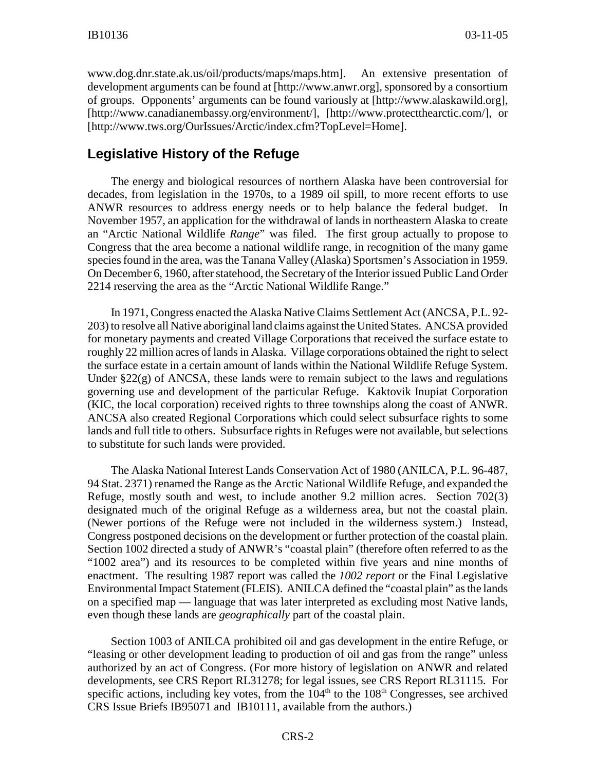www.dog.dnr.state.ak.us/oil/products/maps/maps.htm]. An extensive presentation of development arguments can be found at [http://www.anwr.org], sponsored by a consortium of groups. Opponents' arguments can be found variously at [http://www.alaskawild.org], [http://www.canadianembassy.org/environment/], [http://www.protectthearctic.com/], or [http://www.tws.org/OurIssues/Arctic/index.cfm?TopLevel=Home].

## Legislative History of the Refuge

The energy and biological resources of northern Alaska have been controversial for decades, from legislation in the 1970s, to a 1989 oil spill, to more recent efforts to use ANWR resources to address energy needs or to help balance the federal budget. In November 1957, an application for the withdrawal of lands in northeastern Alaska to create an "Arctic National Wildlife *Range*" was filed. The first group actually to propose to Congress that the area become a national wildlife range, in recognition of the many game species found in the area, was the Tanana Valley (Alaska) Sportsmen's Association in 1959. On December 6, 1960, after statehood, the Secretary of the Interior issued Public Land Order 2214 reserving the area as the "Arctic National Wildlife Range."

In 1971, Congress enacted the Alaska Native Claims Settlement Act (ANCSA, P.L. 92-203) to resolve all Native aboriginal land claims against the United States. ANCSA provided for monetary payments and created Village Corporations that received the surface estate to roughly 22 million acres of lands in Alaska. Village corporations obtained the right to select the surface estate in a certain amount of lands within the National Wildlife Refuge System. Under §22(g) of ANCSA, these lands were to remain subject to the laws and regulations governing use and development of the particular Refuge. Kaktovik Inupiat Corporation (KIC, the local corporation) received rights to three townships along the coast of ANWR. ANCSA also created Regional Corporations which could select subsurface rights to some lands and full title to others. Subsurface rights in Refuges were not available, but selections to substitute for such lands were provided.

The Alaska National Interest Lands Conservation Act of 1980 (ANILCA, P.L. 96-487, 94 Stat. 2371) renamed the Range as the Arctic National Wildlife Refuge, and expanded the Refuge, mostly south and west, to include another 9.2 million acres. Section 702(3) designated much of the original Refuge as a wilderness area, but not the coastal plain. (Newer portions of the Refuge were not included in the wilderness system.) Instead, Congress postponed decisions on the development or further protection of the coastal plain. Section 1002 directed a study of ANWR's "coastal plain" (therefore often referred to as the "1002 area") and its resources to be completed within five years and nine months of enactment. The resulting 1987 report was called the *1002 report* or the Final Legislative Environmental Impact Statement (FLEIS). ANILCA defined the "coastal plain" as the lands on a specified map — language that was later interpreted as excluding most Native lands, even though these lands are *geographically* part of the coastal plain.

Section 1003 of ANILCA prohibited oil and gas development in the entire Refuge, or "leasing or other development leading to production of oil and gas from the range" unless authorized by an act of Congress. (For more history of legislation on ANWR and related developments, see CRS Report RL31278; for legal issues, see CRS Report RL31115. For specific actions, including key votes, from the 104th to the 108th Congresses, see archived CRS Issue Briefs IB95071 and IB10111, available from the authors.)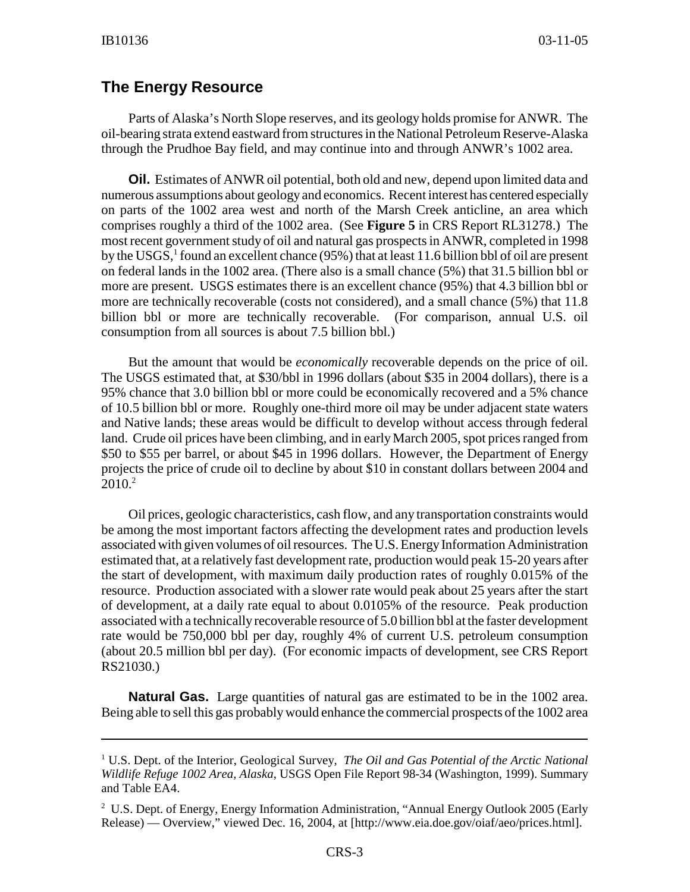## The Energy Resource

Parts of Alaska's North Slope reserves, and its geology holds promise for ANWR. The oil-bearing strata extend eastward from structures in the National Petroleum Reserve-Alaska through the Prudhoe Bay field, and may continue into and through ANWR's 1002 area.

**Oil.** Estimates of ANWR oil potential, both old and new, depend upon limited data and numerous assumptions about geology and economics. Recent interest has centered especially on parts of the 1002 area west and north of the Marsh Creek anticline, an area which comprises roughly a third of the 1002 area. (See **Figure 5** in CRS Report RL31278.) The most recent government study of oil and natural gas prospects in ANWR, completed in 1998 by the USGS,[1] found an excellent chance (95%) that at least 11.6 billion bbl of oil are present on federal lands in the 1002 area. (There also is a small chance (5%) that 31.5 billion bbl or more are present. USGS estimates there is an excellent chance (95%) that 4.3 billion bbl or more are technically recoverable (costs not considered), and a small chance (5%) that 11.8 billion bbl or more are technically recoverable. (For comparison, annual U.S. oil consumption from all sources is about 7.5 billion bbl.)

But the amount that would be *economically* recoverable depends on the price of oil. The USGS estimated that, at $30/bbl in 1996 dollars (about $35 in 2004 dollars), there is a 95% chance that 3.0 billion bbl or more could be economically recovered and a 5% chance of 10.5 billion bbl or more. Roughly one-third more oil may be under adjacent state waters and Native lands; these areas would be difficult to develop without access through federal land. Crude oil prices have been climbing, and in early March 2005, spot prices ranged from $50 to $55 per barrel, or about $45 in 1996 dollars. However, the Department of Energy projects the price of crude oil to decline by about $10 in constant dollars between 2004 and 2010.[2]

Oil prices, geologic characteristics, cash flow, and any transportation constraints would be among the most important factors affecting the development rates and production levels associated with given volumes of oil resources. The U.S. Energy Information Administration estimated that, at a relatively fast development rate, production would peak 15-20 years after the start of development, with maximum daily production rates of roughly 0.015% of the resource. Production associated with a slower rate would peak about 25 years after the start of development, at a daily rate equal to about 0.0105% of the resource. Peak production associated with a technically recoverable resource of 5.0 billion bbl at the faster development rate would be 750,000 bbl per day, roughly 4% of current U.S. petroleum consumption (about 20.5 million bbl per day). (For economic impacts of development, see CRS Report RS21030.)

**Natural Gas.** Large quantities of natural gas are estimated to be in the 1002 area. Being able to sell this gas probably would enhance the commercial prospects of the 1002 area

---

[1] U.S. Dept. of the Interior, Geological Survey, *The Oil and Gas Potential of the Arctic National Wildlife Refuge 1002 Area, Alaska*, USGS Open File Report 98-34 (Washington, 1999). Summary and Table EA4.

[2] U.S. Dept. of Energy, Energy Information Administration, "Annual Energy Outlook 2005 (Early Release) — Overview," viewed Dec. 16, 2004, at [http://www.eia.doe.gov/oiaf/aeo/prices.html].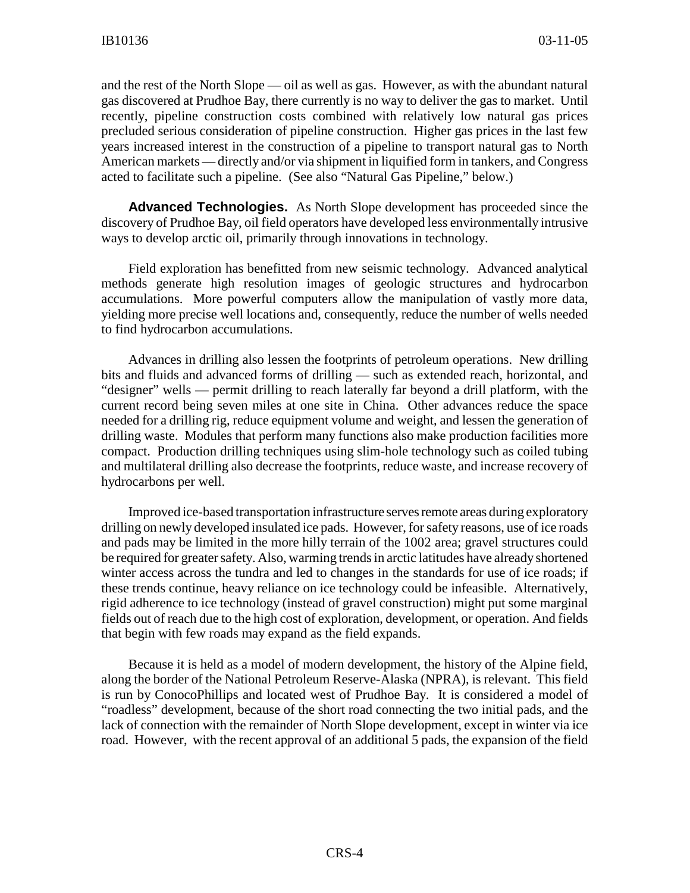and the rest of the North Slope — oil as well as gas. However, as with the abundant natural gas discovered at Prudhoe Bay, there currently is no way to deliver the gas to market. Until recently, pipeline construction costs combined with relatively low natural gas prices precluded serious consideration of pipeline construction. Higher gas prices in the last few years increased interest in the construction of a pipeline to transport natural gas to North American markets — directly and/or via shipment in liquified form in tankers, and Congress acted to facilitate such a pipeline. (See also "Natural Gas Pipeline," below.)

**Advanced Technologies.** As North Slope development has proceeded since the discovery of Prudhoe Bay, oil field operators have developed less environmentally intrusive ways to develop arctic oil, primarily through innovations in technology.

Field exploration has benefitted from new seismic technology. Advanced analytical methods generate high resolution images of geologic structures and hydrocarbon accumulations. More powerful computers allow the manipulation of vastly more data, yielding more precise well locations and, consequently, reduce the number of wells needed to find hydrocarbon accumulations.

Advances in drilling also lessen the footprints of petroleum operations. New drilling bits and fluids and advanced forms of drilling — such as extended reach, horizontal, and "designer" wells — permit drilling to reach laterally far beyond a drill platform, with the current record being seven miles at one site in China. Other advances reduce the space needed for a drilling rig, reduce equipment volume and weight, and lessen the generation of drilling waste. Modules that perform many functions also make production facilities more compact. Production drilling techniques using slim-hole technology such as coiled tubing and multilateral drilling also decrease the footprints, reduce waste, and increase recovery of hydrocarbons per well.

Improved ice-based transportation infrastructure serves remote areas during exploratory drilling on newly developed insulated ice pads. However, for safety reasons, use of ice roads and pads may be limited in the more hilly terrain of the 1002 area; gravel structures could be required for greater safety. Also, warming trends in arctic latitudes have already shortened winter access across the tundra and led to changes in the standards for use of ice roads; if these trends continue, heavy reliance on ice technology could be infeasible. Alternatively, rigid adherence to ice technology (instead of gravel construction) might put some marginal fields out of reach due to the high cost of exploration, development, or operation. And fields that begin with few roads may expand as the field expands.

Because it is held as a model of modern development, the history of the Alpine field, along the border of the National Petroleum Reserve-Alaska (NPRA), is relevant. This field is run by ConocoPhillips and located west of Prudhoe Bay. It is considered a model of "roadless" development, because of the short road connecting the two initial pads, and the lack of connection with the remainder of North Slope development, except in winter via ice road. However, with the recent approval of an additional 5 pads, the expansion of the field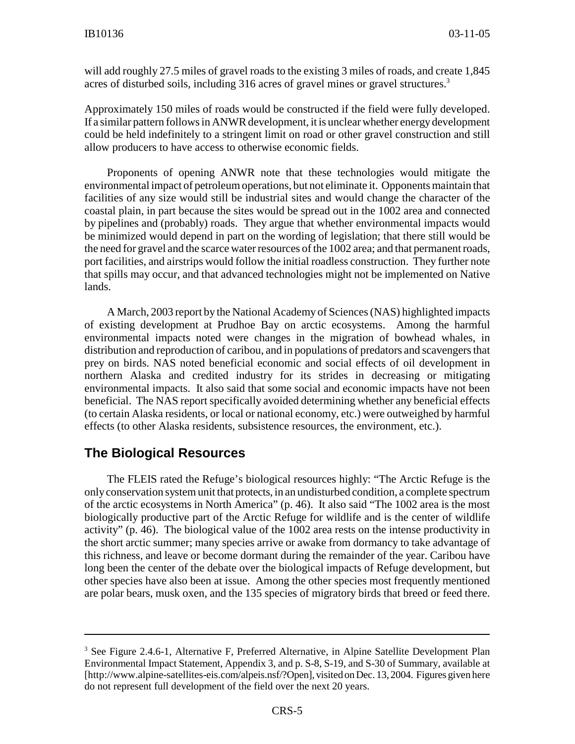will add roughly 27.5 miles of gravel roads to the existing 3 miles of roads, and create 1,845 acres of disturbed soils, including 316 acres of gravel mines or gravel structures.[3]

Approximately 150 miles of roads would be constructed if the field were fully developed. If a similar pattern follows in ANWR development, it is unclear whether energy development could be held indefinitely to a stringent limit on road or other gravel construction and still allow producers to have access to otherwise economic fields.

Proponents of opening ANWR note that these technologies would mitigate the environmental impact of petroleum operations, but not eliminate it. Opponents maintain that facilities of any size would still be industrial sites and would change the character of the coastal plain, in part because the sites would be spread out in the 1002 area and connected by pipelines and (probably) roads. They argue that whether environmental impacts would be minimized would depend in part on the wording of legislation; that there still would be the need for gravel and the scarce water resources of the 1002 area; and that permanent roads, port facilities, and airstrips would follow the initial roadless construction. They further note that spills may occur, and that advanced technologies might not be implemented on Native lands.

A March, 2003 report by the National Academy of Sciences (NAS) highlighted impacts of existing development at Prudhoe Bay on arctic ecosystems. Among the harmful environmental impacts noted were changes in the migration of bowhead whales, in distribution and reproduction of caribou, and in populations of predators and scavengers that prey on birds. NAS noted beneficial economic and social effects of oil development in northern Alaska and credited industry for its strides in decreasing or mitigating environmental impacts. It also said that some social and economic impacts have not been beneficial. The NAS report specifically avoided determining whether any beneficial effects (to certain Alaska residents, or local or national economy, etc.) were outweighed by harmful effects (to other Alaska residents, subsistence resources, the environment, etc.).

## The Biological Resources

The FLEIS rated the Refuge's biological resources highly: "The Arctic Refuge is the only conservation system unit that protects, in an undisturbed condition, a complete spectrum of the arctic ecosystems in North America" (p. 46). It also said "The 1002 area is the most biologically productive part of the Arctic Refuge for wildlife and is the center of wildlife activity" (p. 46). The biological value of the 1002 area rests on the intense productivity in the short arctic summer; many species arrive or awake from dormancy to take advantage of this richness, and leave or become dormant during the remainder of the year. Caribou have long been the center of the debate over the biological impacts of Refuge development, but other species have also been at issue. Among the other species most frequently mentioned are polar bears, musk oxen, and the 135 species of migratory birds that breed or feed there.

---

[3] See Figure 2.4.6-1, Alternative F, Preferred Alternative, in Alpine Satellite Development Plan Environmental Impact Statement, Appendix 3, and p. S-8, S-19, and S-30 of Summary, available at [http://www.alpine-satellites-eis.com/alpeis.nsf/?Open], visited on Dec. 13, 2004. Figures given here do not represent full development of the field over the next 20 years.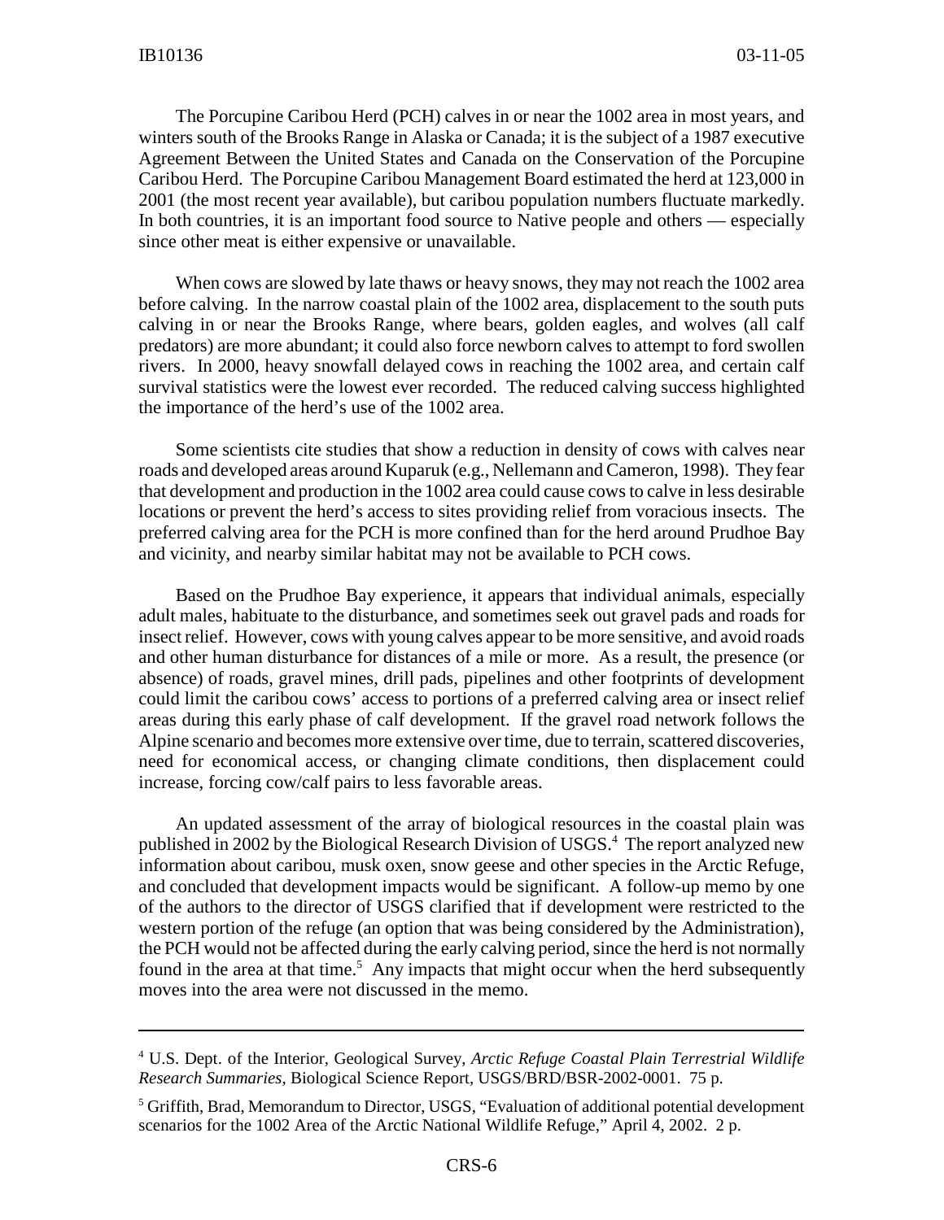The Porcupine Caribou Herd (PCH) calves in or near the 1002 area in most years, and winters south of the Brooks Range in Alaska or Canada; it is the subject of a 1987 executive Agreement Between the United States and Canada on the Conservation of the Porcupine Caribou Herd. The Porcupine Caribou Management Board estimated the herd at 123,000 in 2001 (the most recent year available), but caribou population numbers fluctuate markedly. In both countries, it is an important food source to Native people and others — especially since other meat is either expensive or unavailable.

When cows are slowed by late thaws or heavy snows, they may not reach the 1002 area before calving. In the narrow coastal plain of the 1002 area, displacement to the south puts calving in or near the Brooks Range, where bears, golden eagles, and wolves (all calf predators) are more abundant; it could also force newborn calves to attempt to ford swollen rivers. In 2000, heavy snowfall delayed cows in reaching the 1002 area, and certain calf survival statistics were the lowest ever recorded. The reduced calving success highlighted the importance of the herd's use of the 1002 area.

Some scientists cite studies that show a reduction in density of cows with calves near roads and developed areas around Kuparuk (e.g., Nellemann and Cameron, 1998). They fear that development and production in the 1002 area could cause cows to calve in less desirable locations or prevent the herd's access to sites providing relief from voracious insects. The preferred calving area for the PCH is more confined than for the herd around Prudhoe Bay and vicinity, and nearby similar habitat may not be available to PCH cows.

Based on the Prudhoe Bay experience, it appears that individual animals, especially adult males, habituate to the disturbance, and sometimes seek out gravel pads and roads for insect relief. However, cows with young calves appear to be more sensitive, and avoid roads and other human disturbance for distances of a mile or more. As a result, the presence (or absence) of roads, gravel mines, drill pads, pipelines and other footprints of development could limit the caribou cows' access to portions of a preferred calving area or insect relief areas during this early phase of calf development. If the gravel road network follows the Alpine scenario and becomes more extensive over time, due to terrain, scattered discoveries, need for economical access, or changing climate conditions, then displacement could increase, forcing cow/calf pairs to less favorable areas.

An updated assessment of the array of biological resources in the coastal plain was published in 2002 by the Biological Research Division of USGS.[4] The report analyzed new information about caribou, musk oxen, snow geese and other species in the Arctic Refuge, and concluded that development impacts would be significant. A follow-up memo by one of the authors to the director of USGS clarified that if development were restricted to the western portion of the refuge (an option that was being considered by the Administration), the PCH would not be affected during the early calving period, since the herd is not normally found in the area at that time.[5] Any impacts that might occur when the herd subsequently moves into the area were not discussed in the memo.

---

[4] U.S. Dept. of the Interior, Geological Survey, *Arctic Refuge Coastal Plain Terrestrial Wildlife Research Summaries*, Biological Science Report, USGS/BRD/BSR-2002-0001. 75 p.

[5] Griffith, Brad, Memorandum to Director, USGS, "Evaluation of additional potential development scenarios for the 1002 Area of the Arctic National Wildlife Refuge," April 4, 2002. 2 p.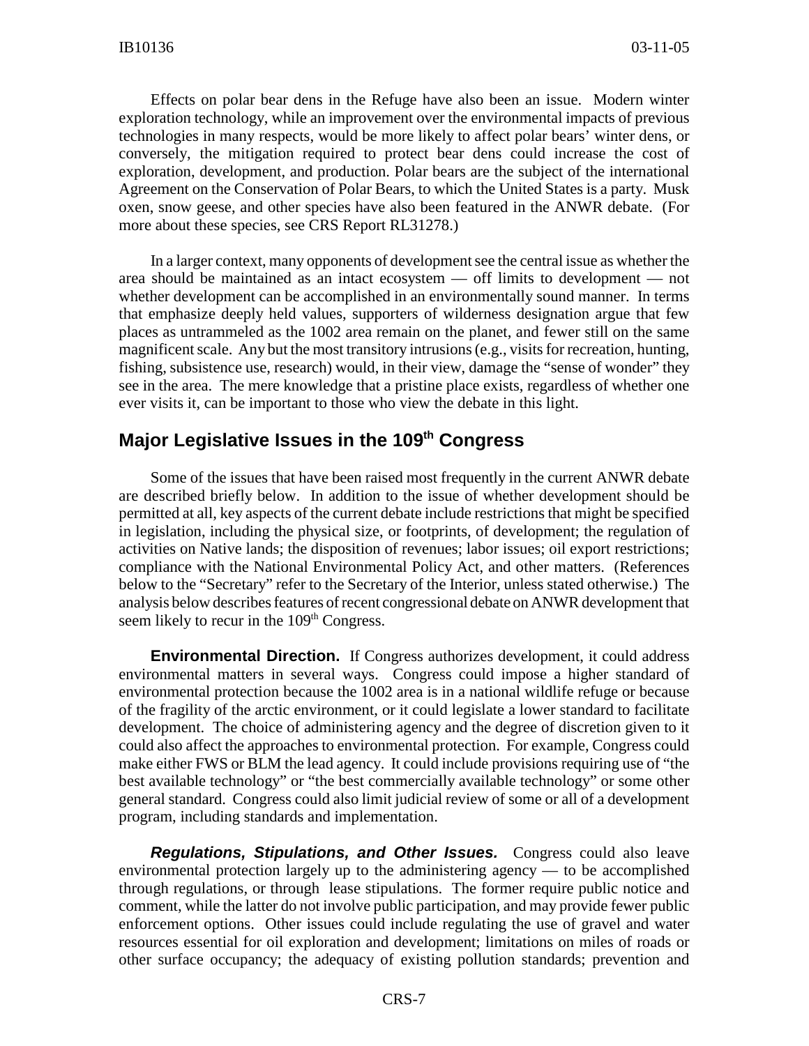Effects on polar bear dens in the Refuge have also been an issue. Modern winter exploration technology, while an improvement over the environmental impacts of previous technologies in many respects, would be more likely to affect polar bears' winter dens, or conversely, the mitigation required to protect bear dens could increase the cost of exploration, development, and production. Polar bears are the subject of the international Agreement on the Conservation of Polar Bears, to which the United States is a party. Musk oxen, snow geese, and other species have also been featured in the ANWR debate. (For more about these species, see CRS Report RL31278.)

In a larger context, many opponents of development see the central issue as whether the area should be maintained as an intact ecosystem — off limits to development — not whether development can be accomplished in an environmentally sound manner. In terms that emphasize deeply held values, supporters of wilderness designation argue that few places as untrammeled as the 1002 area remain on the planet, and fewer still on the same magnificent scale. Any but the most transitory intrusions (e.g., visits for recreation, hunting, fishing, subsistence use, research) would, in their view, damage the "sense of wonder" they see in the area. The mere knowledge that a pristine place exists, regardless of whether one ever visits it, can be important to those who view the debate in this light.

## Major Legislative Issues in the 109th Congress

Some of the issues that have been raised most frequently in the current ANWR debate are described briefly below. In addition to the issue of whether development should be permitted at all, key aspects of the current debate include restrictions that might be specified in legislation, including the physical size, or footprints, of development; the regulation of activities on Native lands; the disposition of revenues; labor issues; oil export restrictions; compliance with the National Environmental Policy Act, and other matters. (References below to the "Secretary" refer to the Secretary of the Interior, unless stated otherwise.) The analysis below describes features of recent congressional debate on ANWR development that seem likely to recur in the 109th Congress.

**Environmental Direction.** If Congress authorizes development, it could address environmental matters in several ways. Congress could impose a higher standard of environmental protection because the 1002 area is in a national wildlife refuge or because of the fragility of the arctic environment, or it could legislate a lower standard to facilitate development. The choice of administering agency and the degree of discretion given to it could also affect the approaches to environmental protection. For example, Congress could make either FWS or BLM the lead agency. It could include provisions requiring use of "the best available technology" or "the best commercially available technology" or some other general standard. Congress could also limit judicial review of some or all of a development program, including standards and implementation.

***Regulations, Stipulations, and Other Issues.*** Congress could also leave environmental protection largely up to the administering agency — to be accomplished through regulations, or through lease stipulations. The former require public notice and comment, while the latter do not involve public participation, and may provide fewer public enforcement options. Other issues could include regulating the use of gravel and water resources essential for oil exploration and development; limitations on miles of roads or other surface occupancy; the adequacy of existing pollution standards; prevention and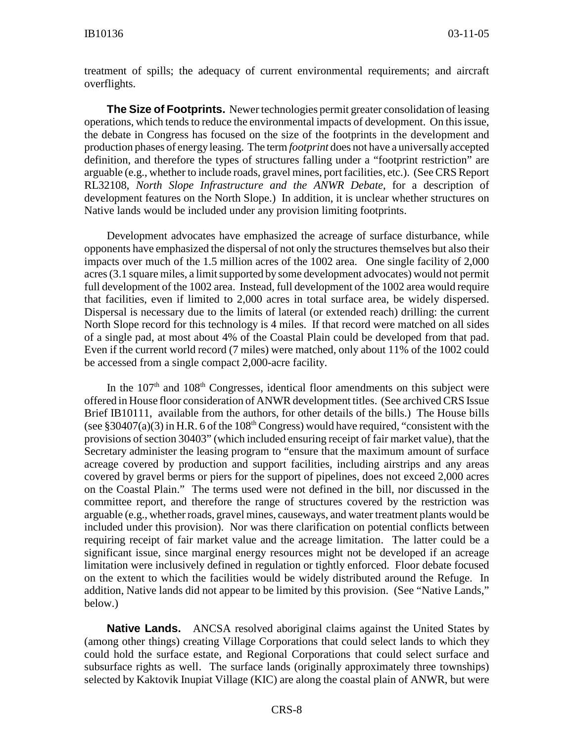treatment of spills; the adequacy of current environmental requirements; and aircraft overflights.

**The Size of Footprints.** Newer technologies permit greater consolidation of leasing operations, which tends to reduce the environmental impacts of development. On this issue, the debate in Congress has focused on the size of the footprints in the development and production phases of energy leasing. The term *footprint* does not have a universally accepted definition, and therefore the types of structures falling under a "footprint restriction" are arguable (e.g., whether to include roads, gravel mines, port facilities, etc.). (See CRS Report RL32108, *North Slope Infrastructure and the ANWR Debate*, for a description of development features on the North Slope.) In addition, it is unclear whether structures on Native lands would be included under any provision limiting footprints.

Development advocates have emphasized the acreage of surface disturbance, while opponents have emphasized the dispersal of not only the structures themselves but also their impacts over much of the 1.5 million acres of the 1002 area. One single facility of 2,000 acres (3.1 square miles, a limit supported by some development advocates) would not permit full development of the 1002 area. Instead, full development of the 1002 area would require that facilities, even if limited to 2,000 acres in total surface area, be widely dispersed. Dispersal is necessary due to the limits of lateral (or extended reach) drilling: the current North Slope record for this technology is 4 miles. If that record were matched on all sides of a single pad, at most about 4% of the Coastal Plain could be developed from that pad. Even if the current world record (7 miles) were matched, only about 11% of the 1002 could be accessed from a single compact 2,000-acre facility.

In the 107th and 108th Congresses, identical floor amendments on this subject were offered in House floor consideration of ANWR development titles. (See archived CRS Issue Brief IB10111, available from the authors, for other details of the bills.) The House bills (see §30407(a)(3) in H.R. 6 of the 108th Congress) would have required, "consistent with the provisions of section 30403" (which included ensuring receipt of fair market value), that the Secretary administer the leasing program to "ensure that the maximum amount of surface acreage covered by production and support facilities, including airstrips and any areas covered by gravel berms or piers for the support of pipelines, does not exceed 2,000 acres on the Coastal Plain." The terms used were not defined in the bill, nor discussed in the committee report, and therefore the range of structures covered by the restriction was arguable (e.g., whether roads, gravel mines, causeways, and water treatment plants would be included under this provision). Nor was there clarification on potential conflicts between requiring receipt of fair market value and the acreage limitation. The latter could be a significant issue, since marginal energy resources might not be developed if an acreage limitation were inclusively defined in regulation or tightly enforced. Floor debate focused on the extent to which the facilities would be widely distributed around the Refuge. In addition, Native lands did not appear to be limited by this provision. (See "Native Lands," below.)

**Native Lands.** ANCSA resolved aboriginal claims against the United States by (among other things) creating Village Corporations that could select lands to which they could hold the surface estate, and Regional Corporations that could select surface and subsurface rights as well. The surface lands (originally approximately three townships) selected by Kaktovik Inupiat Village (KIC) are along the coastal plain of ANWR, but were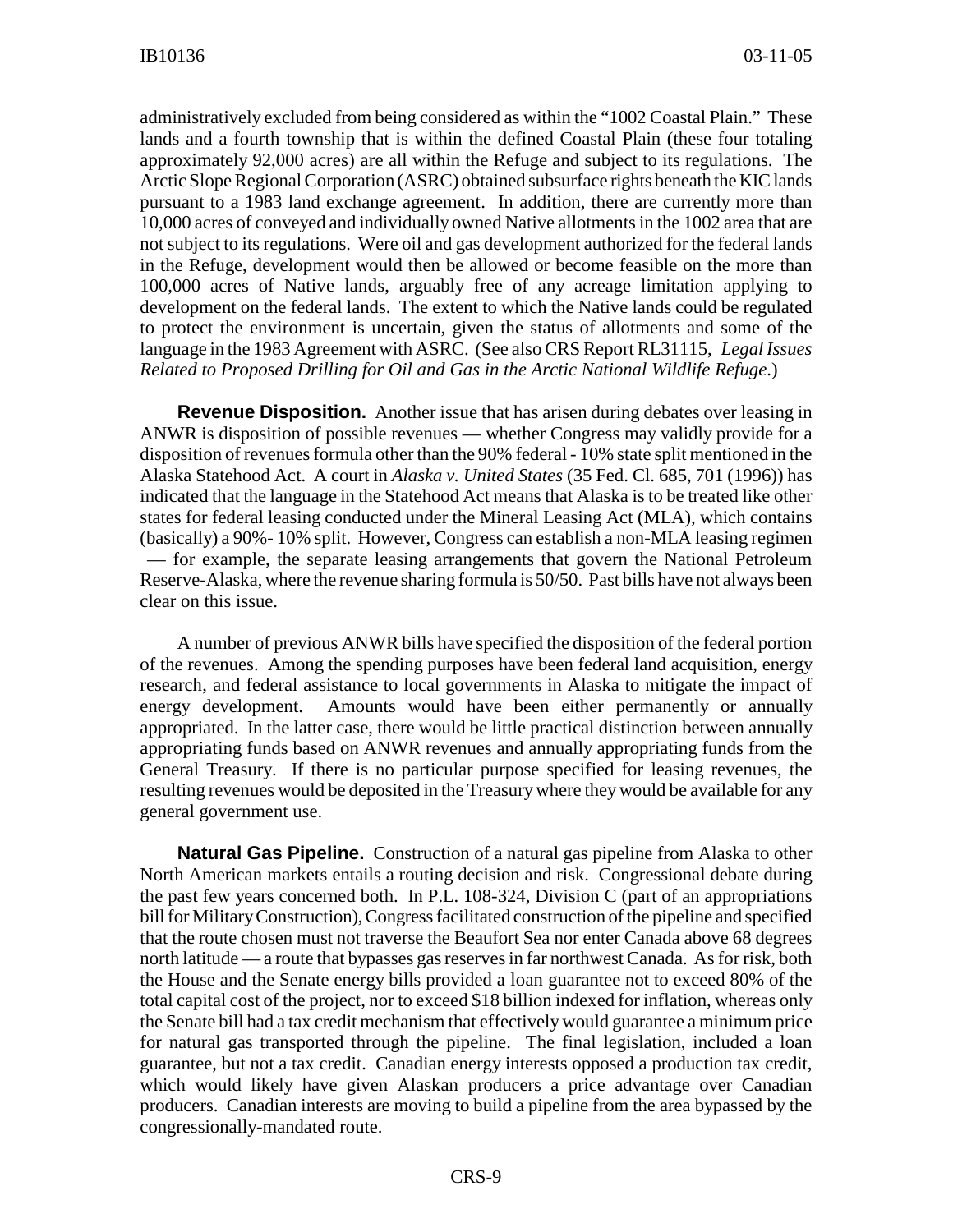administratively excluded from being considered as within the "1002 Coastal Plain." These lands and a fourth township that is within the defined Coastal Plain (these four totaling approximately 92,000 acres) are all within the Refuge and subject to its regulations. The Arctic Slope Regional Corporation (ASRC) obtained subsurface rights beneath the KIC lands pursuant to a 1983 land exchange agreement. In addition, there are currently more than 10,000 acres of conveyed and individually owned Native allotments in the 1002 area that are not subject to its regulations. Were oil and gas development authorized for the federal lands in the Refuge, development would then be allowed or become feasible on the more than 100,000 acres of Native lands, arguably free of any acreage limitation applying to development on the federal lands. The extent to which the Native lands could be regulated to protect the environment is uncertain, given the status of allotments and some of the language in the 1983 Agreement with ASRC. (See also CRS Report RL31115, *Legal Issues Related to Proposed Drilling for Oil and Gas in the Arctic National Wildlife Refuge*.)

**Revenue Disposition.** Another issue that has arisen during debates over leasing in ANWR is disposition of possible revenues — whether Congress may validly provide for a disposition of revenues formula other than the 90% federal - 10% state split mentioned in the Alaska Statehood Act. A court in *Alaska v. United States* (35 Fed. Cl. 685, 701 (1996)) has indicated that the language in the Statehood Act means that Alaska is to be treated like other states for federal leasing conducted under the Mineral Leasing Act (MLA), which contains (basically) a 90%- 10% split. However, Congress can establish a non-MLA leasing regimen — for example, the separate leasing arrangements that govern the National Petroleum Reserve-Alaska, where the revenue sharing formula is 50/50. Past bills have not always been clear on this issue.

A number of previous ANWR bills have specified the disposition of the federal portion of the revenues. Among the spending purposes have been federal land acquisition, energy research, and federal assistance to local governments in Alaska to mitigate the impact of energy development. Amounts would have been either permanently or annually appropriated. In the latter case, there would be little practical distinction between annually appropriating funds based on ANWR revenues and annually appropriating funds from the General Treasury. If there is no particular purpose specified for leasing revenues, the resulting revenues would be deposited in the Treasury where they would be available for any general government use.

**Natural Gas Pipeline.** Construction of a natural gas pipeline from Alaska to other North American markets entails a routing decision and risk. Congressional debate during the past few years concerned both. In P.L. 108-324, Division C (part of an appropriations bill for Military Construction), Congress facilitated construction of the pipeline and specified that the route chosen must not traverse the Beaufort Sea nor enter Canada above 68 degrees north latitude — a route that bypasses gas reserves in far northwest Canada. As for risk, both the House and the Senate energy bills provided a loan guarantee not to exceed 80% of the total capital cost of the project, nor to exceed $18 billion indexed for inflation, whereas only the Senate bill had a tax credit mechanism that effectively would guarantee a minimum price for natural gas transported through the pipeline. The final legislation, included a loan guarantee, but not a tax credit. Canadian energy interests opposed a production tax credit, which would likely have given Alaskan producers a price advantage over Canadian producers. Canadian interests are moving to build a pipeline from the area bypassed by the congressionally-mandated route.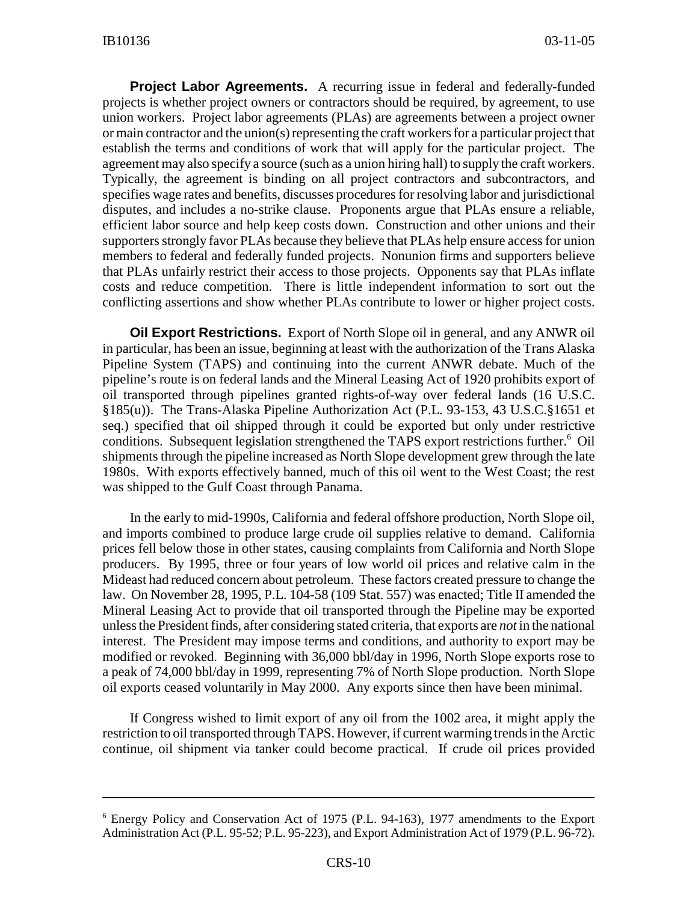**Project Labor Agreements.** A recurring issue in federal and federally-funded projects is whether project owners or contractors should be required, by agreement, to use union workers. Project labor agreements (PLAs) are agreements between a project owner or main contractor and the union(s) representing the craft workers for a particular project that establish the terms and conditions of work that will apply for the particular project. The agreement may also specify a source (such as a union hiring hall) to supply the craft workers. Typically, the agreement is binding on all project contractors and subcontractors, and specifies wage rates and benefits, discusses procedures for resolving labor and jurisdictional disputes, and includes a no-strike clause. Proponents argue that PLAs ensure a reliable, efficient labor source and help keep costs down. Construction and other unions and their supporters strongly favor PLAs because they believe that PLAs help ensure access for union members to federal and federally funded projects. Nonunion firms and supporters believe that PLAs unfairly restrict their access to those projects. Opponents say that PLAs inflate costs and reduce competition. There is little independent information to sort out the conflicting assertions and show whether PLAs contribute to lower or higher project costs.

**Oil Export Restrictions.** Export of North Slope oil in general, and any ANWR oil in particular, has been an issue, beginning at least with the authorization of the Trans Alaska Pipeline System (TAPS) and continuing into the current ANWR debate. Much of the pipeline's route is on federal lands and the Mineral Leasing Act of 1920 prohibits export of oil transported through pipelines granted rights-of-way over federal lands (16 U.S.C. §185(u)). The Trans-Alaska Pipeline Authorization Act (P.L. 93-153, 43 U.S.C.§1651 et seq.) specified that oil shipped through it could be exported but only under restrictive conditions. Subsequent legislation strengthened the TAPS export restrictions further.[6] Oil shipments through the pipeline increased as North Slope development grew through the late 1980s. With exports effectively banned, much of this oil went to the West Coast; the rest was shipped to the Gulf Coast through Panama.

In the early to mid-1990s, California and federal offshore production, North Slope oil, and imports combined to produce large crude oil supplies relative to demand. California prices fell below those in other states, causing complaints from California and North Slope producers. By 1995, three or four years of low world oil prices and relative calm in the Mideast had reduced concern about petroleum. These factors created pressure to change the law. On November 28, 1995, P.L. 104-58 (109 Stat. 557) was enacted; Title II amended the Mineral Leasing Act to provide that oil transported through the Pipeline may be exported unless the President finds, after considering stated criteria, that exports are *not* in the national interest. The President may impose terms and conditions, and authority to export may be modified or revoked. Beginning with 36,000 bbl/day in 1996, North Slope exports rose to a peak of 74,000 bbl/day in 1999, representing 7% of North Slope production. North Slope oil exports ceased voluntarily in May 2000. Any exports since then have been minimal.

If Congress wished to limit export of any oil from the 1002 area, it might apply the restriction to oil transported through TAPS. However, if current warming trends in the Arctic continue, oil shipment via tanker could become practical. If crude oil prices provided

---

[6] Energy Policy and Conservation Act of 1975 (P.L. 94-163), 1977 amendments to the Export Administration Act (P.L. 95-52; P.L. 95-223), and Export Administration Act of 1979 (P.L. 96-72).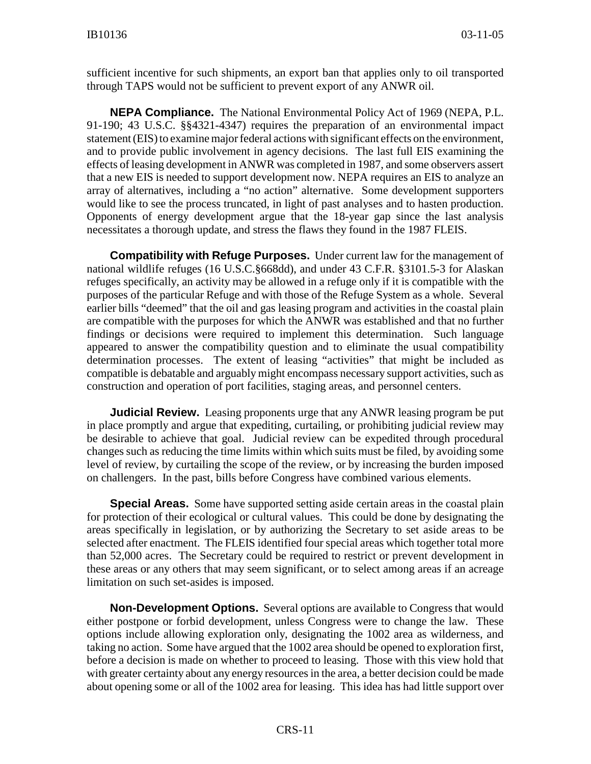sufficient incentive for such shipments, an export ban that applies only to oil transported through TAPS would not be sufficient to prevent export of any ANWR oil.

**NEPA Compliance.** The National Environmental Policy Act of 1969 (NEPA, P.L. 91-190; 43 U.S.C. §§4321-4347) requires the preparation of an environmental impact statement (EIS) to examine major federal actions with significant effects on the environment, and to provide public involvement in agency decisions. The last full EIS examining the effects of leasing development in ANWR was completed in 1987, and some observers assert that a new EIS is needed to support development now. NEPA requires an EIS to analyze an array of alternatives, including a "no action" alternative. Some development supporters would like to see the process truncated, in light of past analyses and to hasten production. Opponents of energy development argue that the 18-year gap since the last analysis necessitates a thorough update, and stress the flaws they found in the 1987 FLEIS.

**Compatibility with Refuge Purposes.** Under current law for the management of national wildlife refuges (16 U.S.C.§668dd), and under 43 C.F.R. §3101.5-3 for Alaskan refuges specifically, an activity may be allowed in a refuge only if it is compatible with the purposes of the particular Refuge and with those of the Refuge System as a whole. Several earlier bills "deemed" that the oil and gas leasing program and activities in the coastal plain are compatible with the purposes for which the ANWR was established and that no further findings or decisions were required to implement this determination. Such language appeared to answer the compatibility question and to eliminate the usual compatibility determination processes. The extent of leasing "activities" that might be included as compatible is debatable and arguably might encompass necessary support activities, such as construction and operation of port facilities, staging areas, and personnel centers.

**Judicial Review.** Leasing proponents urge that any ANWR leasing program be put in place promptly and argue that expediting, curtailing, or prohibiting judicial review may be desirable to achieve that goal. Judicial review can be expedited through procedural changes such as reducing the time limits within which suits must be filed, by avoiding some level of review, by curtailing the scope of the review, or by increasing the burden imposed on challengers. In the past, bills before Congress have combined various elements.

**Special Areas.** Some have supported setting aside certain areas in the coastal plain for protection of their ecological or cultural values. This could be done by designating the areas specifically in legislation, or by authorizing the Secretary to set aside areas to be selected after enactment. The FLEIS identified four special areas which together total more than 52,000 acres. The Secretary could be required to restrict or prevent development in these areas or any others that may seem significant, or to select among areas if an acreage limitation on such set-asides is imposed.

**Non-Development Options.** Several options are available to Congress that would either postpone or forbid development, unless Congress were to change the law. These options include allowing exploration only, designating the 1002 area as wilderness, and taking no action. Some have argued that the 1002 area should be opened to exploration first, before a decision is made on whether to proceed to leasing. Those with this view hold that with greater certainty about any energy resources in the area, a better decision could be made about opening some or all of the 1002 area for leasing. This idea has had little support over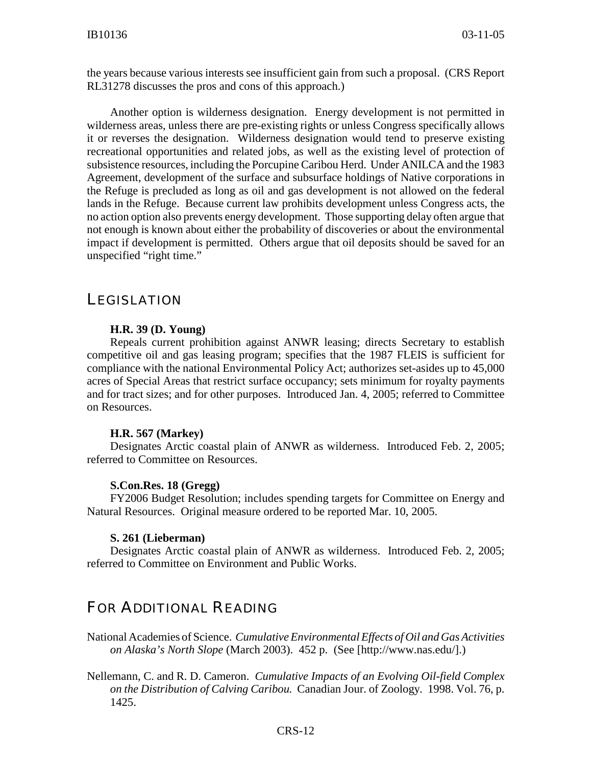the years because various interests see insufficient gain from such a proposal. (CRS Report RL31278 discusses the pros and cons of this approach.)

Another option is wilderness designation. Energy development is not permitted in wilderness areas, unless there are pre-existing rights or unless Congress specifically allows it or reverses the designation. Wilderness designation would tend to preserve existing recreational opportunities and related jobs, as well as the existing level of protection of subsistence resources, including the Porcupine Caribou Herd. Under ANILCA and the 1983 Agreement, development of the surface and subsurface holdings of Native corporations in the Refuge is precluded as long as oil and gas development is not allowed on the federal lands in the Refuge. Because current law prohibits development unless Congress acts, the no action option also prevents energy development. Those supporting delay often argue that not enough is known about either the probability of discoveries or about the environmental impact if development is permitted. Others argue that oil deposits should be saved for an unspecified "right time."

## LEGISLATION

**H.R. 39 (D. Young)**

Repeals current prohibition against ANWR leasing; directs Secretary to establish competitive oil and gas leasing program; specifies that the 1987 FLEIS is sufficient for compliance with the national Environmental Policy Act; authorizes set-asides up to 45,000 acres of Special Areas that restrict surface occupancy; sets minimum for royalty payments and for tract sizes; and for other purposes. Introduced Jan. 4, 2005; referred to Committee on Resources.

**H.R. 567 (Markey)**

Designates Arctic coastal plain of ANWR as wilderness. Introduced Feb. 2, 2005; referred to Committee on Resources.

**S.Con.Res. 18 (Gregg)**

FY2006 Budget Resolution; includes spending targets for Committee on Energy and Natural Resources. Original measure ordered to be reported Mar. 10, 2005.

**S. 261 (Lieberman)**

Designates Arctic coastal plain of ANWR as wilderness. Introduced Feb. 2, 2005; referred to Committee on Environment and Public Works.

## FOR ADDITIONAL READING

National Academies of Science. *Cumulative Environmental Effects of Oil and Gas Activities on Alaska's North Slope* (March 2003). 452 p. (See [http://www.nas.edu/].)

Nellemann, C. and R. D. Cameron. *Cumulative Impacts of an Evolving Oil-field Complex on the Distribution of Calving Caribou.* Canadian Jour. of Zoology. 1998. Vol. 76, p. 1425.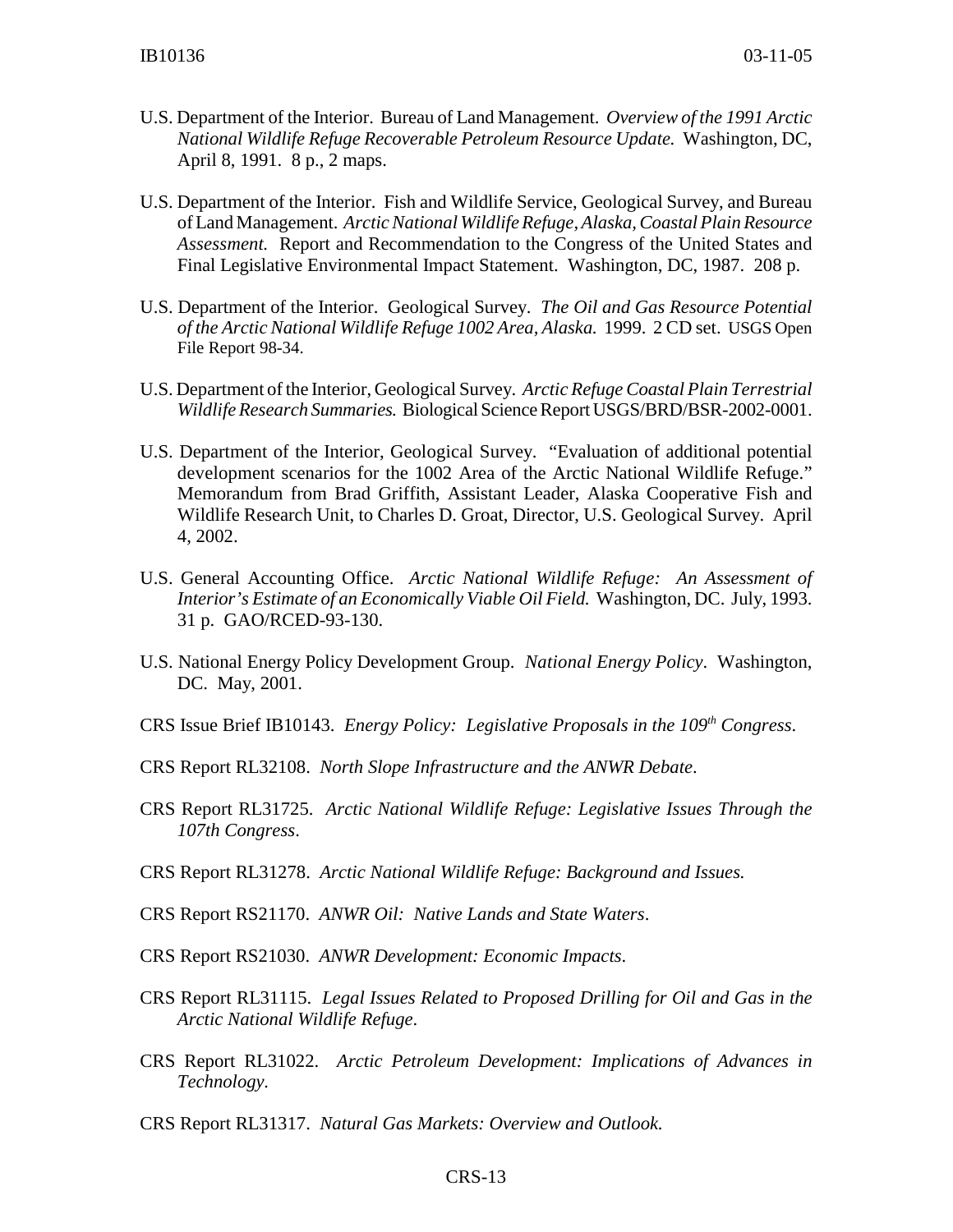U.S. Department of the Interior. Bureau of Land Management. *Overview of the 1991 Arctic National Wildlife Refuge Recoverable Petroleum Resource Update.* Washington, DC, April 8, 1991. 8 p., 2 maps.

U.S. Department of the Interior. Fish and Wildlife Service, Geological Survey, and Bureau of Land Management. *Arctic National Wildlife Refuge, Alaska, Coastal Plain Resource Assessment.* Report and Recommendation to the Congress of the United States and Final Legislative Environmental Impact Statement. Washington, DC, 1987. 208 p.

U.S. Department of the Interior. Geological Survey. *The Oil and Gas Resource Potential of the Arctic National Wildlife Refuge 1002 Area, Alaska.* 1999. 2 CD set. USGS Open File Report 98-34.

U.S. Department of the Interior, Geological Survey. *Arctic Refuge Coastal Plain Terrestrial Wildlife Research Summaries.* Biological Science Report USGS/BRD/BSR-2002-0001.

U.S. Department of the Interior, Geological Survey. "Evaluation of additional potential development scenarios for the 1002 Area of the Arctic National Wildlife Refuge." Memorandum from Brad Griffith, Assistant Leader, Alaska Cooperative Fish and Wildlife Research Unit, to Charles D. Groat, Director, U.S. Geological Survey. April 4, 2002.

U.S. General Accounting Office. *Arctic National Wildlife Refuge: An Assessment of Interior's Estimate of an Economically Viable Oil Field.* Washington, DC. July, 1993. 31 p. GAO/RCED-93-130.

U.S. National Energy Policy Development Group. *National Energy Policy*. Washington, DC. May, 2001.

CRS Issue Brief IB10143. *Energy Policy: Legislative Proposals in the 109th Congress*.

CRS Report RL32108. *North Slope Infrastructure and the ANWR Debate*.

CRS Report RL31725. *Arctic National Wildlife Refuge: Legislative Issues Through the 107th Congress*.

CRS Report RL31278. *Arctic National Wildlife Refuge: Background and Issues.*

CRS Report RS21170. *ANWR Oil: Native Lands and State Waters*.

CRS Report RS21030. *ANWR Development: Economic Impacts*.

CRS Report RL31115. *Legal Issues Related to Proposed Drilling for Oil and Gas in the Arctic National Wildlife Refuge*.

CRS Report RL31022. *Arctic Petroleum Development: Implications of Advances in Technology.*

CRS Report RL31317. *Natural Gas Markets: Overview and Outlook.*